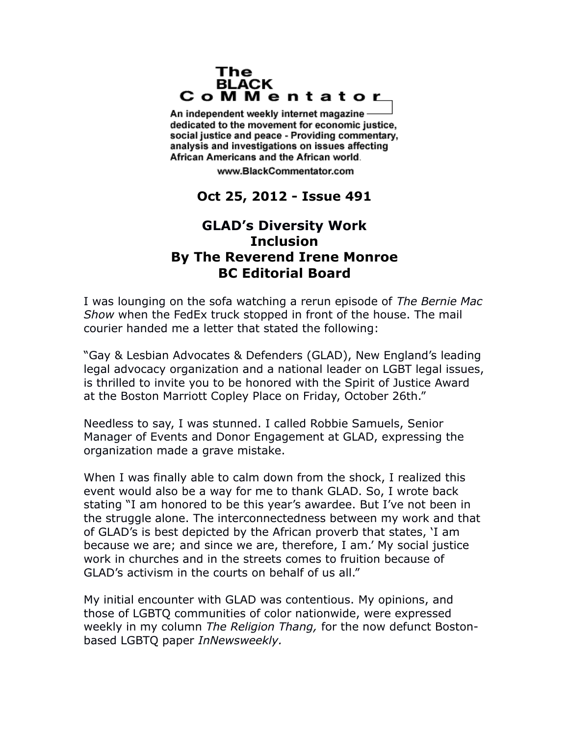The BLACK CoMMentator

An independent weekly internet magazine dedicated to the movement for economic justice, social justice and peace - Providing commentary, analysis and investigations on issues affecting African Americans and the African world.

www.BlackCommentator.com

**Oct 25, 2012 - Issue 491**

# GLAD's Diversity Work Inclusion

**By The Reverend Irene Monroe**
**BC Editorial Board**

I was lounging on the sofa watching a rerun episode of *The Bernie Mac Show* when the FedEx truck stopped in front of the house. The mail courier handed me a letter that stated the following:

"Gay & Lesbian Advocates & Defenders (GLAD), New England's leading legal advocacy organization and a national leader on LGBT legal issues, is thrilled to invite you to be honored with the Spirit of Justice Award at the Boston Marriott Copley Place on Friday, October 26th."

Needless to say, I was stunned. I called Robbie Samuels, Senior Manager of Events and Donor Engagement at GLAD, expressing the organization made a grave mistake.

When I was finally able to calm down from the shock, I realized this event would also be a way for me to thank GLAD. So, I wrote back stating "I am honored to be this year's awardee. But I've not been in the struggle alone. The interconnectedness between my work and that of GLAD's is best depicted by the African proverb that states, 'I am because we are; and since we are, therefore, I am.' My social justice work in churches and in the streets comes to fruition because of GLAD's activism in the courts on behalf of us all."

My initial encounter with GLAD was contentious. My opinions, and those of LGBTQ communities of color nationwide, were expressed weekly in my column *The Religion Thang,* for the now defunct Boston-based LGBTQ paper *InNewsweekly.*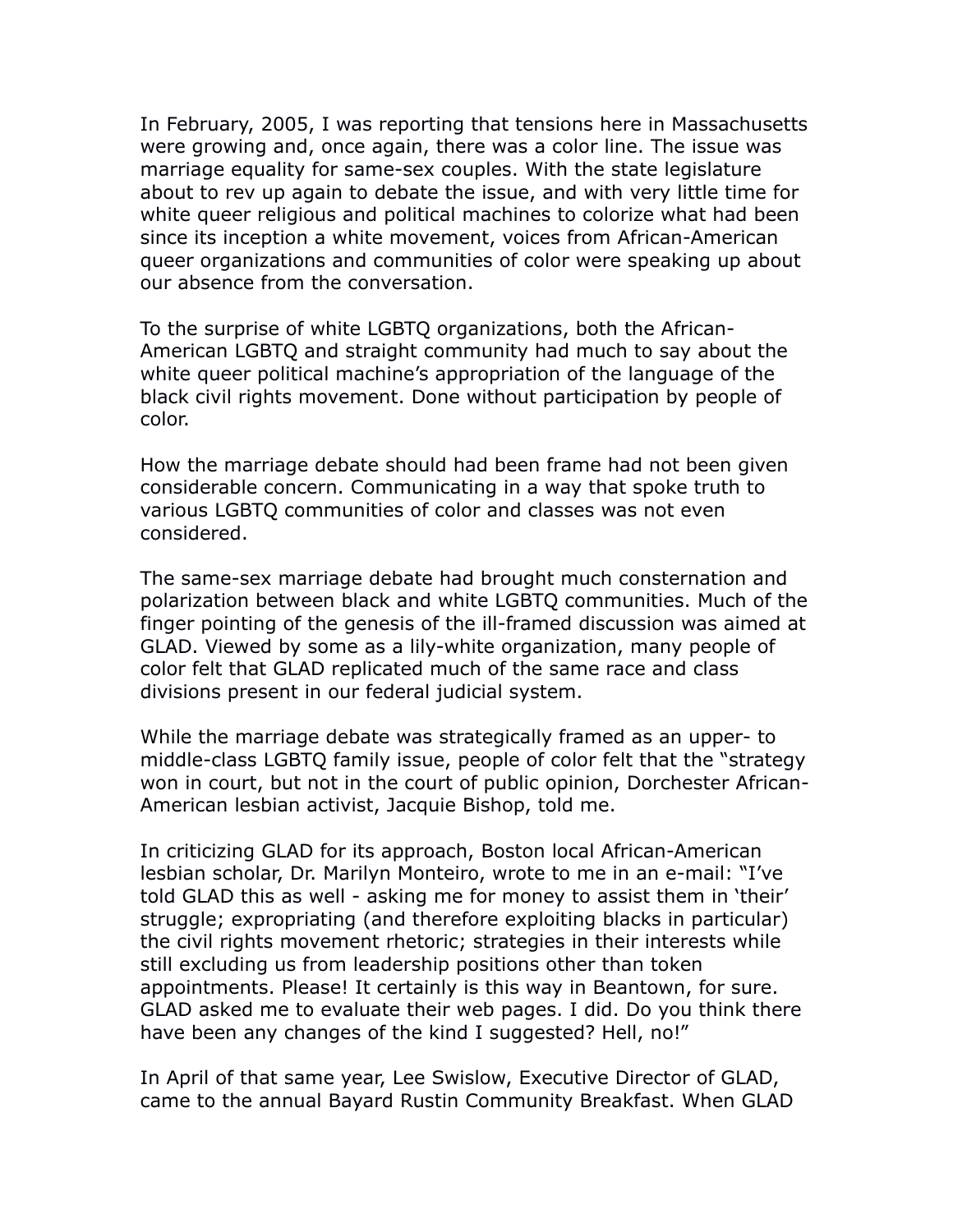In February, 2005, I was reporting that tensions here in Massachusetts were growing and, once again, there was a color line. The issue was marriage equality for same-sex couples. With the state legislature about to rev up again to debate the issue, and with very little time for white queer religious and political machines to colorize what had been since its inception a white movement, voices from African-American queer organizations and communities of color were speaking up about our absence from the conversation.

To the surprise of white LGBTQ organizations, both the African-American LGBTQ and straight community had much to say about the white queer political machine's appropriation of the language of the black civil rights movement. Done without participation by people of color.

How the marriage debate should had been frame had not been given considerable concern. Communicating in a way that spoke truth to various LGBTQ communities of color and classes was not even considered.

The same-sex marriage debate had brought much consternation and polarization between black and white LGBTQ communities. Much of the finger pointing of the genesis of the ill-framed discussion was aimed at GLAD. Viewed by some as a lily-white organization, many people of color felt that GLAD replicated much of the same race and class divisions present in our federal judicial system.

While the marriage debate was strategically framed as an upper- to middle-class LGBTQ family issue, people of color felt that the "strategy won in court, but not in the court of public opinion, Dorchester African-American lesbian activist, Jacquie Bishop, told me.

In criticizing GLAD for its approach, Boston local African-American lesbian scholar, Dr. Marilyn Monteiro, wrote to me in an e-mail: "I've told GLAD this as well - asking me for money to assist them in 'their' struggle; expropriating (and therefore exploiting blacks in particular) the civil rights movement rhetoric; strategies in their interests while still excluding us from leadership positions other than token appointments. Please! It certainly is this way in Beantown, for sure. GLAD asked me to evaluate their web pages. I did. Do you think there have been any changes of the kind I suggested? Hell, no!"

In April of that same year, Lee Swislow, Executive Director of GLAD, came to the annual Bayard Rustin Community Breakfast. When GLAD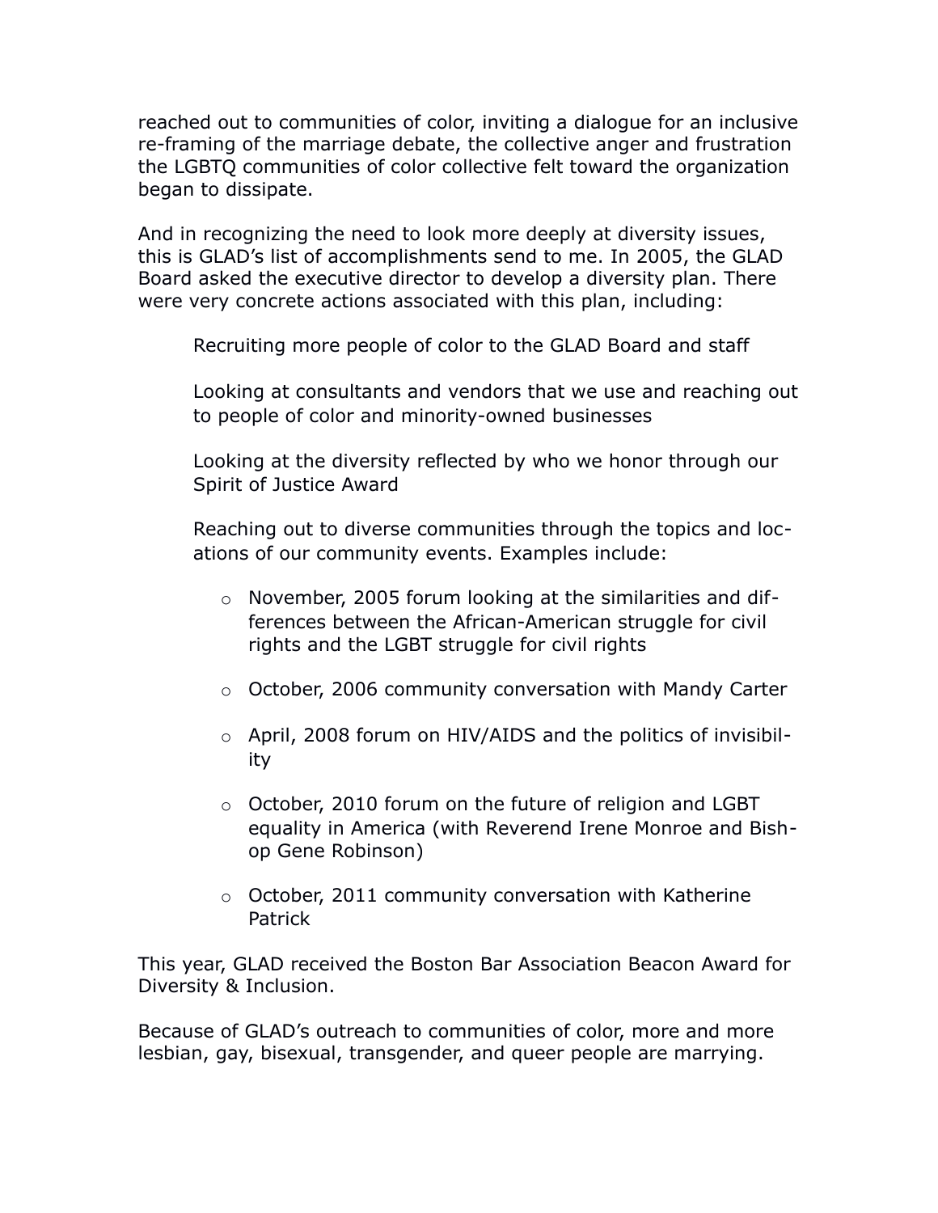reached out to communities of color, inviting a dialogue for an inclusive re-framing of the marriage debate, the collective anger and frustration the LGBTQ communities of color collective felt toward the organization began to dissipate.

And in recognizing the need to look more deeply at diversity issues, this is GLAD's list of accomplishments send to me. In 2005, the GLAD Board asked the executive director to develop a diversity plan. There were very concrete actions associated with this plan, including:

> Recruiting more people of color to the GLAD Board and staff
>
> Looking at consultants and vendors that we use and reaching out to people of color and minority-owned businesses
>
> Looking at the diversity reflected by who we honor through our Spirit of Justice Award
>
> Reaching out to diverse communities through the topics and locations of our community events. Examples include:
>
> - November, 2005 forum looking at the similarities and differences between the African-American struggle for civil rights and the LGBT struggle for civil rights
> - October, 2006 community conversation with Mandy Carter
> - April, 2008 forum on HIV/AIDS and the politics of invisibility
> - October, 2010 forum on the future of religion and LGBT equality in America (with Reverend Irene Monroe and Bishop Gene Robinson)
> - October, 2011 community conversation with Katherine Patrick

This year, GLAD received the Boston Bar Association Beacon Award for Diversity & Inclusion.

Because of GLAD's outreach to communities of color, more and more lesbian, gay, bisexual, transgender, and queer people are marrying.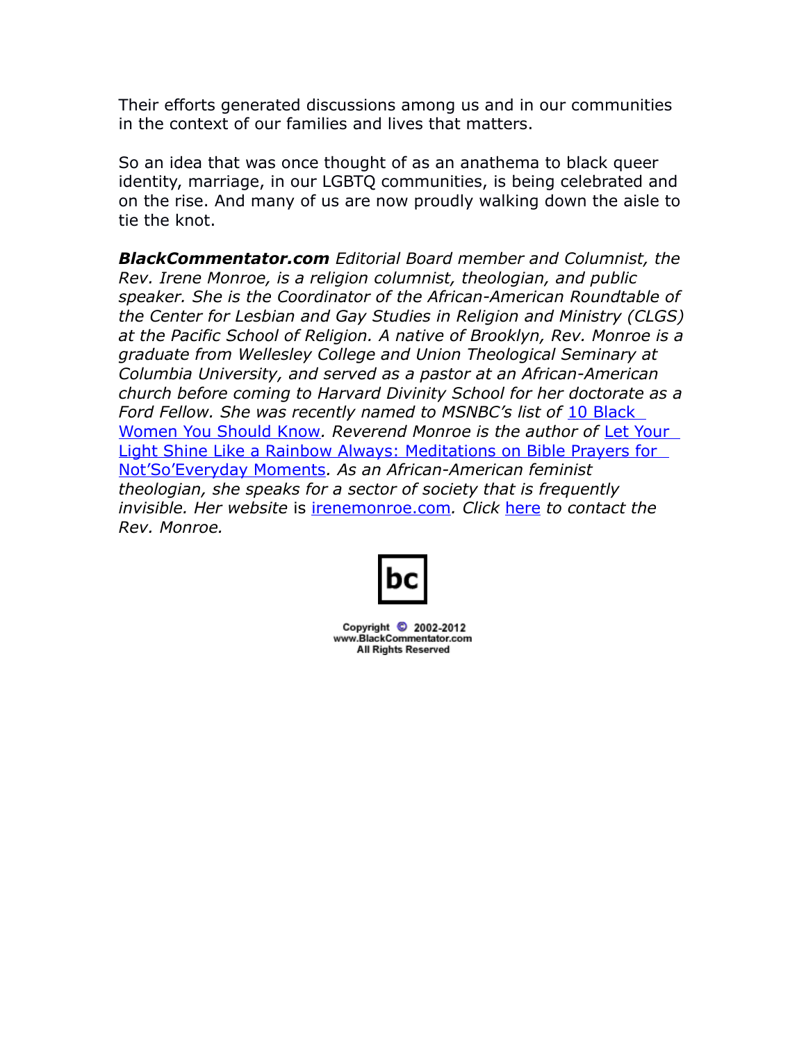Their efforts generated discussions among us and in our communities in the context of our families and lives that matters.

So an idea that was once thought of as an anathema to black queer identity, marriage, in our LGBTQ communities, is being celebrated and on the rise. And many of us are now proudly walking down the aisle to tie the knot.

***BlackCommentator.com** Editorial Board member and Columnist, the Rev. Irene Monroe, is a religion columnist, theologian, and public speaker. She is the Coordinator of the African-American Roundtable of the Center for Lesbian and Gay Studies in Religion and Ministry (CLGS) at the Pacific School of Religion. A native of Brooklyn, Rev. Monroe is a graduate from Wellesley College and Union Theological Seminary at Columbia University, and served as a pastor at an African-American church before coming to Harvard Divinity School for her doctorate as a Ford Fellow. She was recently named to MSNBC's list of* [10 Black Women You Should Know]*. Reverend Monroe is the author of* [Let Your Light Shine Like a Rainbow Always: Meditations on Bible Prayers for Not'So'Everyday Moments]*. As an African-American feminist theologian, she speaks for a sector of society that is frequently invisible. Her website is* [irenemonroe.com]*. Click* [here] *to contact the Rev. Monroe.*

bc

Copyright © 2002-2012
www.BlackCommentator.com
All Rights Reserved